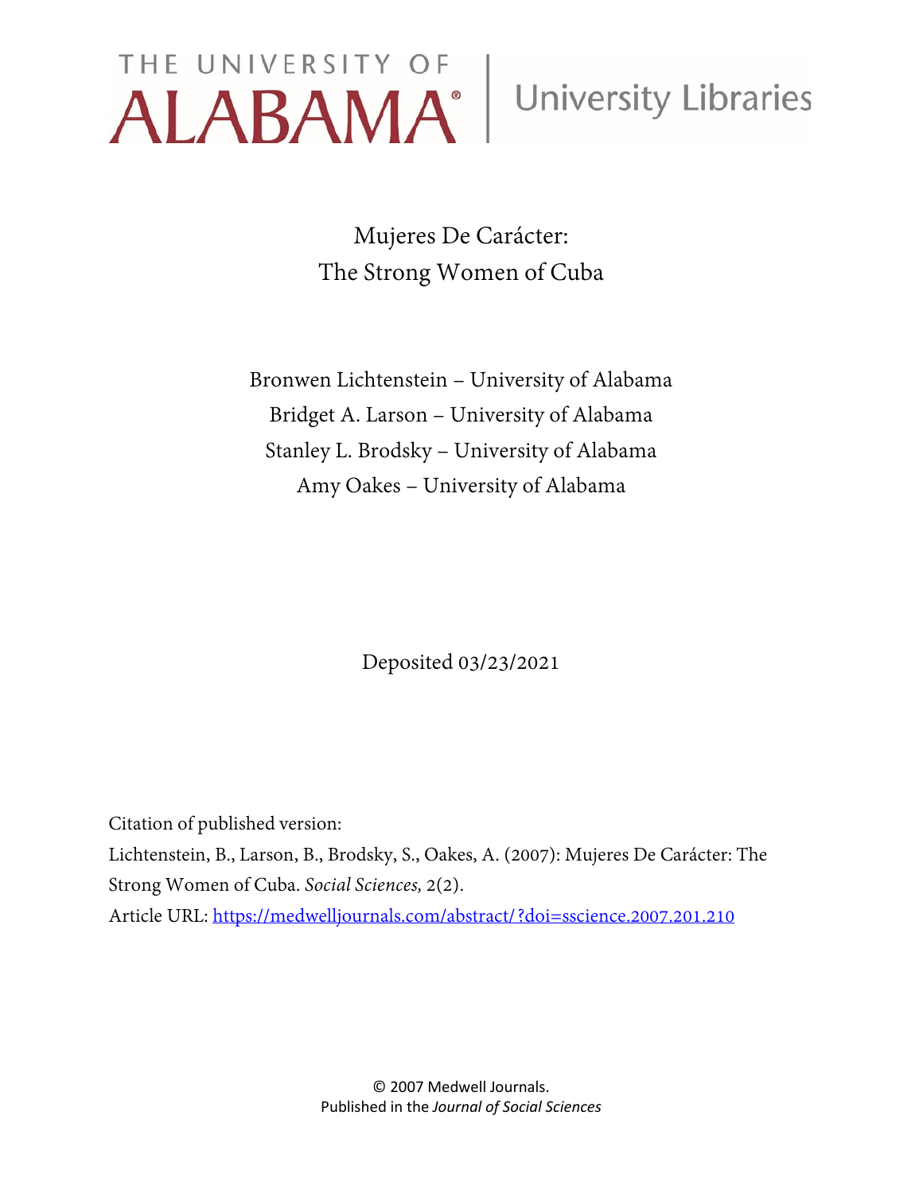THE UNIVERSITY OF ALABAMA® | University Libraries

# Mujeres De Carácter: The Strong Women of Cuba

Bronwen Lichtenstein – University of Alabama
Bridget A. Larson – University of Alabama
Stanley L. Brodsky – University of Alabama
Amy Oakes – University of Alabama

Deposited 03/23/2021

Citation of published version:
Lichtenstein, B., Larson, B., Brodsky, S., Oakes, A. (2007): Mujeres De Carácter: The Strong Women of Cuba. *Social Sciences,* 2(2).
Article URL: https://medwelljournals.com/abstract/?doi=sscience.2007.201.210

© 2007 Medwell Journals.
Published in the *Journal of Social Sciences*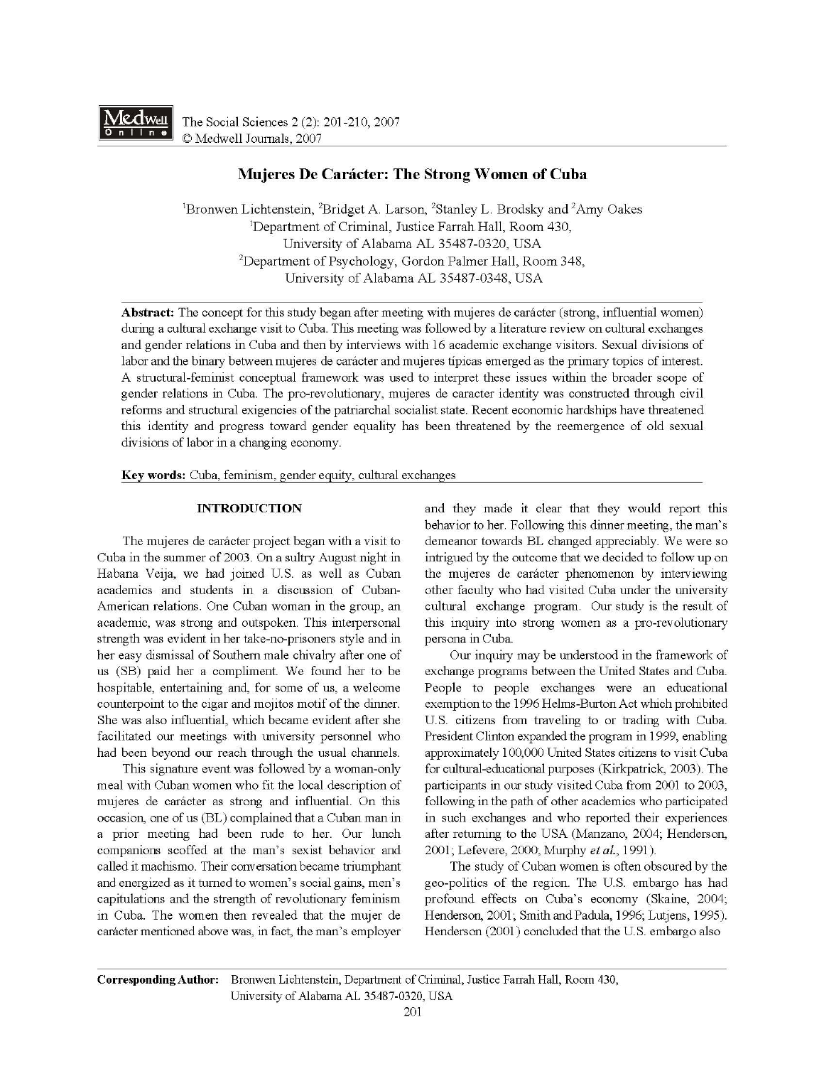# Mujeres De Carácter: The Strong Women of Cuba

[1]Bronwen Lichtenstein, [2]Bridget A. Larson, [2]Stanley L. Brodsky and [2]Amy Oakes

[1]Department of Criminal, Justice Farrah Hall, Room 430, University of Alabama AL 35487-0320, USA

[2]Department of Psychology, Gordon Palmer Hall, Room 348, University of Alabama AL 35487-0348, USA

**Abstract:** The concept for this study began after meeting with mujeres de carácter (strong, influential women) during a cultural exchange visit to Cuba. This meeting was followed by a literature review on cultural exchanges and gender relations in Cuba and then by interviews with 16 academic exchange visitors. Sexual divisions of labor and the binary between mujeres de carácter and mujeres típicas emerged as the primary topics of interest. A structural-feminist conceptual framework was used to interpret these issues within the broader scope of gender relations in Cuba. The pro-revolutionary, mujeres de caracter identity was constructed through civil reforms and structural exigencies of the patriarchal socialist state. Recent economic hardships have threatened this identity and progress toward gender equality has been threatened by the reemergence of old sexual divisions of labor in a changing economy.

**Key words:** Cuba, feminism, gender equity, cultural exchanges

## INTRODUCTION

The mujeres de carácter project began with a visit to Cuba in the summer of 2003. On a sultry August night in Habana Veija, we had joined U.S. as well as Cuban academics and students in a discussion of Cuban-American relations. One Cuban woman in the group, an academic, was strong and outspoken. This interpersonal strength was evident in her take-no-prisoners style and in her easy dismissal of Southern male chivalry after one of us (SB) paid her a compliment. We found her to be hospitable, entertaining and, for some of us, a welcome counterpoint to the cigar and mojitos motif of the dinner. She was also influential, which became evident after she facilitated our meetings with university personnel who had been beyond our reach through the usual channels.

This signature event was followed by a woman-only meal with Cuban women who fit the local description of mujeres de carácter as strong and influential. On this occasion, one of us (BL) complained that a Cuban man in a prior meeting had been rude to her. Our lunch companions scoffed at the man's sexist behavior and called it machismo. Their conversation became triumphant and energized as it turned to women's social gains, men's capitulations and the strength of revolutionary feminism in Cuba. The women then revealed that the mujer de carácter mentioned above was, in fact, the man's employer and they made it clear that they would report this behavior to her. Following this dinner meeting, the man's demeanor towards BL changed appreciably. We were so intrigued by the outcome that we decided to follow up on the mujeres de carácter phenomenon by interviewing other faculty who had visited Cuba under the university cultural exchange program. Our study is the result of this inquiry into strong women as a pro-revolutionary persona in Cuba.

Our inquiry may be understood in the framework of exchange programs between the United States and Cuba. People to people exchanges were an educational exemption to the 1996 Helms-Burton Act which prohibited U.S. citizens from traveling to or trading with Cuba. President Clinton expanded the program in 1999, enabling approximately 100,000 United States citizens to visit Cuba for cultural-educational purposes (Kirkpatrick, 2003). The participants in our study visited Cuba from 2001 to 2003, following in the path of other academics who participated in such exchanges and who reported their experiences after returning to the USA (Manzano, 2004; Henderson, 2001; Lefevere, 2000; Murphy *et al.*, 1991).

The study of Cuban women is often obscured by the geo-politics of the region. The U.S. embargo has had profound effects on Cuba's economy (Skaine, 2004; Henderson, 2001; Smith and Padula, 1996; Lutjens, 1995). Henderson (2001) concluded that the U.S. embargo also

**Corresponding Author:** Bronwen Lichtenstein, Department of Criminal, Justice Farrah Hall, Room 430, University of Alabama AL 35487-0320, USA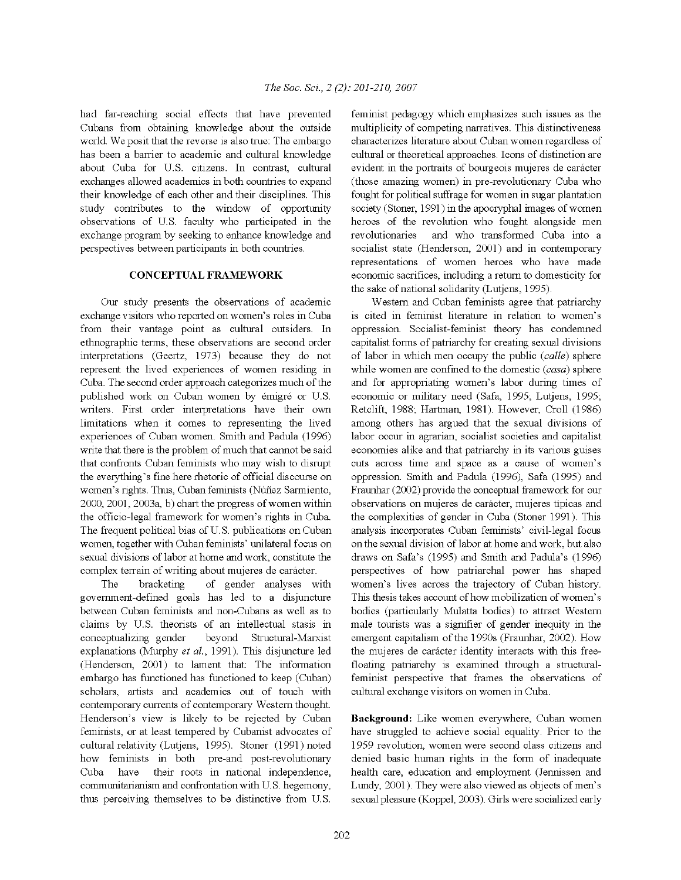had far-reaching social effects that have prevented Cubans from obtaining knowledge about the outside world. We posit that the reverse is also true: The embargo has been a barrier to academic and cultural knowledge about Cuba for U.S. citizens. In contrast, cultural exchanges allowed academics in both countries to expand their knowledge of each other and their disciplines. This study contributes to the window of opportunity observations of U.S. faculty who participated in the exchange program by seeking to enhance knowledge and perspectives between participants in both countries.

## CONCEPTUAL FRAMEWORK

Our study presents the observations of academic exchange visitors who reported on women's roles in Cuba from their vantage point as cultural outsiders. In ethnographic terms, these observations are second order interpretations (Geertz, 1973) because they do not represent the lived experiences of women residing in Cuba. The second order approach categorizes much of the published work on Cuban women by émigré or U.S. writers. First order interpretations have their own limitations when it comes to representing the lived experiences of Cuban women. Smith and Padula (1996) write that there is the problem of much that cannot be said that confronts Cuban feminists who may wish to disrupt the everything's fine here rhetoric of official discourse on women's rights. Thus, Cuban feminists (Núñez Sarmiento, 2000, 2001, 2003a, b) chart the progress of women within the officio-legal framework for women's rights in Cuba. The frequent political bias of U.S. publications on Cuban women, together with Cuban feminists' unilateral focus on sexual divisions of labor at home and work, constitute the complex terrain of writing about mujeres de carácter.

The bracketing of gender analyses with government-defined goals has led to a disjuncture between Cuban feminists and non-Cubans as well as to claims by U.S. theorists of an intellectual stasis in conceptualizing gender beyond Structural-Marxist explanations (Murphy *et al.*, 1991). This disjuncture led (Henderson, 2001) to lament that: The information embargo has functioned has functioned to keep (Cuban) scholars, artists and academics out of touch with contemporary currents of contemporary Western thought. Henderson's view is likely to be rejected by Cuban feminists, or at least tempered by Cubanist advocates of cultural relativity (Lutjens, 1995). Stoner (1991) noted how feminists in both pre-and post-revolutionary Cuba have their roots in national independence, communitarianism and confrontation with U.S. hegemony, thus perceiving themselves to be distinctive from U.S. feminist pedagogy which emphasizes such issues as the multiplicity of competing narratives. This distinctiveness characterizes literature about Cuban women regardless of cultural or theoretical approaches. Icons of distinction are evident in the portraits of bourgeois mujeres de carácter (those amazing women) in pre-revolutionary Cuba who fought for political suffrage for women in sugar plantation society (Stoner, 1991) in the apocryphal images of women heroes of the revolution who fought alongside men revolutionaries and who transformed Cuba into a socialist state (Henderson, 2001) and in contemporary representations of women heroes who have made economic sacrifices, including a return to domesticity for the sake of national solidarity (Lutjens, 1995).

Western and Cuban feminists agree that patriarchy is cited in feminist literature in relation to women's oppression. Socialist-feminist theory has condemned capitalist forms of patriarchy for creating sexual divisions of labor in which men occupy the public (*calle*) sphere while women are confined to the domestic (*casa*) sphere and for appropriating women's labor during times of economic or military need (Safa, 1995; Lutjens, 1995; Retclift, 1988; Hartman, 1981). However, Croll (1986) among others has argued that the sexual divisions of labor occur in agrarian, socialist societies and capitalist economies alike and that patriarchy in its various guises cuts across time and space as a cause of women's oppression. Smith and Padula (1996), Safa (1995) and Fraunhar (2002) provide the conceptual framework for our observations on mujeres de carácter, mujeres típicas and the complexities of gender in Cuba (Stoner 1991). This analysis incorporates Cuban feminists' civil-legal focus on the sexual division of labor at home and work, but also draws on Safa's (1995) and Smith and Padula's (1996) perspectives of how patriarchal power has shaped women's lives across the trajectory of Cuban history. This thesis takes account of how mobilization of women's bodies (particularly Mulatta bodies) to attract Western male tourists was a signifier of gender inequity in the emergent capitalism of the 1990s (Fraunhar, 2002). How the mujeres de carácter identity interacts with this free-floating patriarchy is examined through a structural-feminist perspective that frames the observations of cultural exchange visitors on women in Cuba.

**Background:** Like women everywhere, Cuban women have struggled to achieve social equality. Prior to the 1959 revolution, women were second class citizens and denied basic human rights in the form of inadequate health care, education and employment (Jennissen and Lundy, 2001). They were also viewed as objects of men's sexual pleasure (Koppel, 2003). Girls were socialized early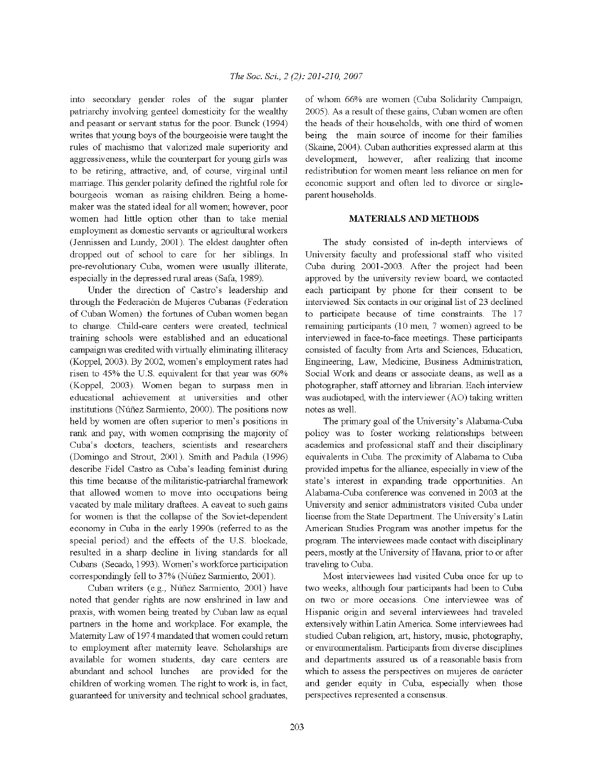into secondary gender roles of the sugar planter patriarchy involving genteel domesticity for the wealthy and peasant or servant status for the poor. Bunck (1994) writes that young boys of the bourgeoisie were taught the rules of machismo that valorized male superiority and aggressiveness, while the counterpart for young girls was to be retiring, attractive, and, of course, virginal until marriage. This gender polarity defined the rightful role for bourgeois woman as raising children. Being a homemaker was the stated ideal for all women; however, poor women had little option other than to take menial employment as domestic servants or agricultural workers (Jennissen and Lundy, 2001). The eldest daughter often dropped out of school to care for her siblings. In pre-revolutionary Cuba, women were usually illiterate, especially in the depressed rural areas (Safa, 1989).

Under the direction of Castro's leadership and through the Federación de Mujeres Cubanas (Federation of Cuban Women) the fortunes of Cuban women began to change. Child-care centers were created, technical training schools were established and an educational campaign was credited with virtually eliminating illiteracy (Koppel, 2003). By 2002, women's employment rates had risen to 45% the U.S. equivalent for that year was 60% (Koppel, 2003). Women began to surpass men in educational achievement at universities and other institutions (Núñez Sarmiento, 2000). The positions now held by women are often superior to men's positions in rank and pay, with women comprising the majority of Cuba's doctors, teachers, scientists and researchers (Domingo and Strout, 2001). Smith and Padula (1996) describe Fidel Castro as Cuba's leading feminist during this time because of the militaristic-patriarchal framework that allowed women to move into occupations being vacated by male military draftees. A caveat to such gains for women is that the collapse of the Soviet-dependent economy in Cuba in the early 1990s (referred to as the special period) and the effects of the U.S. blockade, resulted in a sharp decline in living standards for all Cubans (Secado, 1993). Women's workforce participation correspondingly fell to 37% (Núñez Sarmiento, 2001).

Cuban writers (e.g., Núñez Sarmiento, 2001) have noted that gender rights are now enshrined in law and praxis, with women being treated by Cuban law as equal partners in the home and workplace. For example, the Maternity Law of 1974 mandated that women could return to employment after maternity leave. Scholarships are available for women students, day care centers are abundant and school lunches are provided for the children of working women. The right to work is, in fact, guaranteed for university and technical school graduates, of whom 66% are women (Cuba Solidarity Campaign, 2005). As a result of these gains, Cuban women are often the heads of their households, with one third of women being the main source of income for their families (Skaine, 2004). Cuban authorities expressed alarm at this development, however, after realizing that income redistribution for women meant less reliance on men for economic support and often led to divorce or single-parent households.

## MATERIALS AND METHODS

The study consisted of in-depth interviews of University faculty and professional staff who visited Cuba during 2001-2003. After the project had been approved by the university review board, we contacted each participant by phone for their consent to be interviewed. Six contacts in our original list of 23 declined to participate because of time constraints. The 17 remaining participants (10 men, 7 women) agreed to be interviewed in face-to-face meetings. These participants consisted of faculty from Arts and Sciences, Education, Engineering, Law, Medicine, Business Administration, Social Work and deans or associate deans, as well as a photographer, staff attorney and librarian. Each interview was audiotaped, with the interviewer (AO) taking written notes as well.

The primary goal of the University's Alabama-Cuba policy was to foster working relationships between academics and professional staff and their disciplinary equivalents in Cuba. The proximity of Alabama to Cuba provided impetus for the alliance, especially in view of the state's interest in expanding trade opportunities. An Alabama-Cuba conference was convened in 2003 at the University and senior administrators visited Cuba under license from the State Department. The University's Latin American Studies Program was another impetus for the program. The interviewees made contact with disciplinary peers, mostly at the University of Havana, prior to or after traveling to Cuba.

Most interviewees had visited Cuba once for up to two weeks, although four participants had been to Cuba on two or more occasions. One interviewee was of Hispanic origin and several interviewees had traveled extensively within Latin America. Some interviewees had studied Cuban religion, art, history, music, photography, or environmentalism. Participants from diverse disciplines and departments assured us of a reasonable basis from which to assess the perspectives on mujeres de carácter and gender equity in Cuba, especially when those perspectives represented a consensus.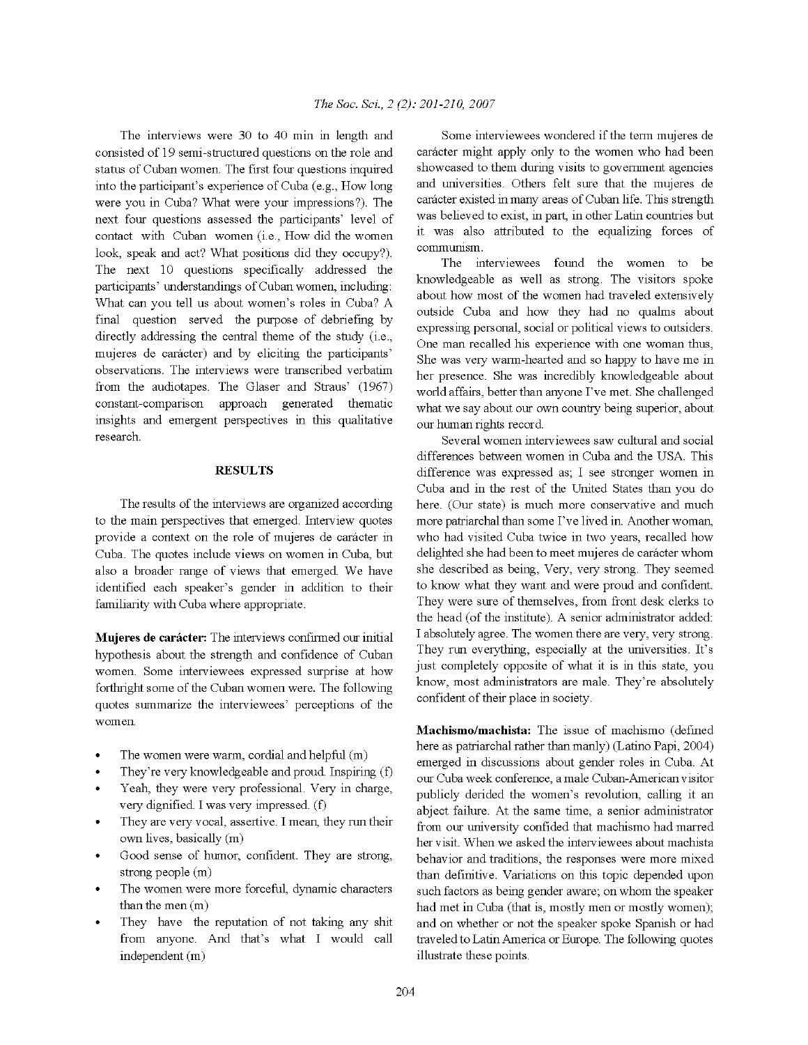The interviews were 30 to 40 min in length and consisted of 19 semi-structured questions on the role and status of Cuban women. The first four questions inquired into the participant's experience of Cuba (e.g., How long were you in Cuba? What were your impressions?). The next four questions assessed the participants' level of contact with Cuban women (i.e., How did the women look, speak and act? What positions did they occupy?). The next 10 questions specifically addressed the participants' understandings of Cuban women, including: What can you tell us about women's roles in Cuba? A final question served the purpose of debriefing by directly addressing the central theme of the study (i.e., mujeres de carácter) and by eliciting the participants' observations. The interviews were transcribed verbatim from the audiotapes. The Glaser and Straus' (1967) constant-comparison approach generated thematic insights and emergent perspectives in this qualitative research.

## RESULTS

The results of the interviews are organized according to the main perspectives that emerged. Interview quotes provide a context on the role of mujeres de carácter in Cuba. The quotes include views on women in Cuba, but also a broader range of views that emerged. We have identified each speaker's gender in addition to their familiarity with Cuba where appropriate.

**Mujeres de carácter:** The interviews confirmed our initial hypothesis about the strength and confidence of Cuban women. Some interviewees expressed surprise at how forthright some of the Cuban women were. The following quotes summarize the interviewees' perceptions of the women.

- The women were warm, cordial and helpful (m)
- They're very knowledgeable and proud. Inspiring (f)
- Yeah, they were very professional. Very in charge, very dignified. I was very impressed. (f)
- They are very vocal, assertive. I mean, they run their own lives, basically (m)
- Good sense of humor, confident. They are strong, strong people (m)
- The women were more forceful, dynamic characters than the men (m)
- They have the reputation of not taking any shit from anyone. And that's what I would call independent (m)

Some interviewees wondered if the term mujeres de carácter might apply only to the women who had been showcased to them during visits to government agencies and universities. Others felt sure that the mujeres de carácter existed in many areas of Cuban life. This strength was believed to exist, in part, in other Latin countries but it was also attributed to the equalizing forces of communism.

The interviewees found the women to be knowledgeable as well as strong. The visitors spoke about how most of the women had traveled extensively outside Cuba and how they had no qualms about expressing personal, social or political views to outsiders. One man recalled his experience with one woman thus, She was very warm-hearted and so happy to have me in her presence. She was incredibly knowledgeable about world affairs, better than anyone I've met. She challenged what we say about our own country being superior, about our human rights record.

Several women interviewees saw cultural and social differences between women in Cuba and the USA. This difference was expressed as; I see stronger women in Cuba and in the rest of the United States than you do here. (Our state) is much more conservative and much more patriarchal than some I've lived in. Another woman, who had visited Cuba twice in two years, recalled how delighted she had been to meet mujeres de carácter whom she described as being, Very, very strong. They seemed to know what they want and were proud and confident. They were sure of themselves, from front desk clerks to the head (of the institute). A senior administrator added: I absolutely agree. The women there are very, very strong. They run everything, especially at the universities. It's just completely opposite of what it is in this state, you know, most administrators are male. They're absolutely confident of their place in society.

**Machismo/machista:** The issue of machismo (defined here as patriarchal rather than manly) (Latino Papi, 2004) emerged in discussions about gender roles in Cuba. At our Cuba week conference, a male Cuban-American visitor publicly derided the women's revolution, calling it an abject failure. At the same time, a senior administrator from our university confided that machismo had marred her visit. When we asked the interviewees about machista behavior and traditions, the responses were more mixed than definitive. Variations on this topic depended upon such factors as being gender aware; on whom the speaker had met in Cuba (that is, mostly men or mostly women); and on whether or not the speaker spoke Spanish or had traveled to Latin America or Europe. The following quotes illustrate these points.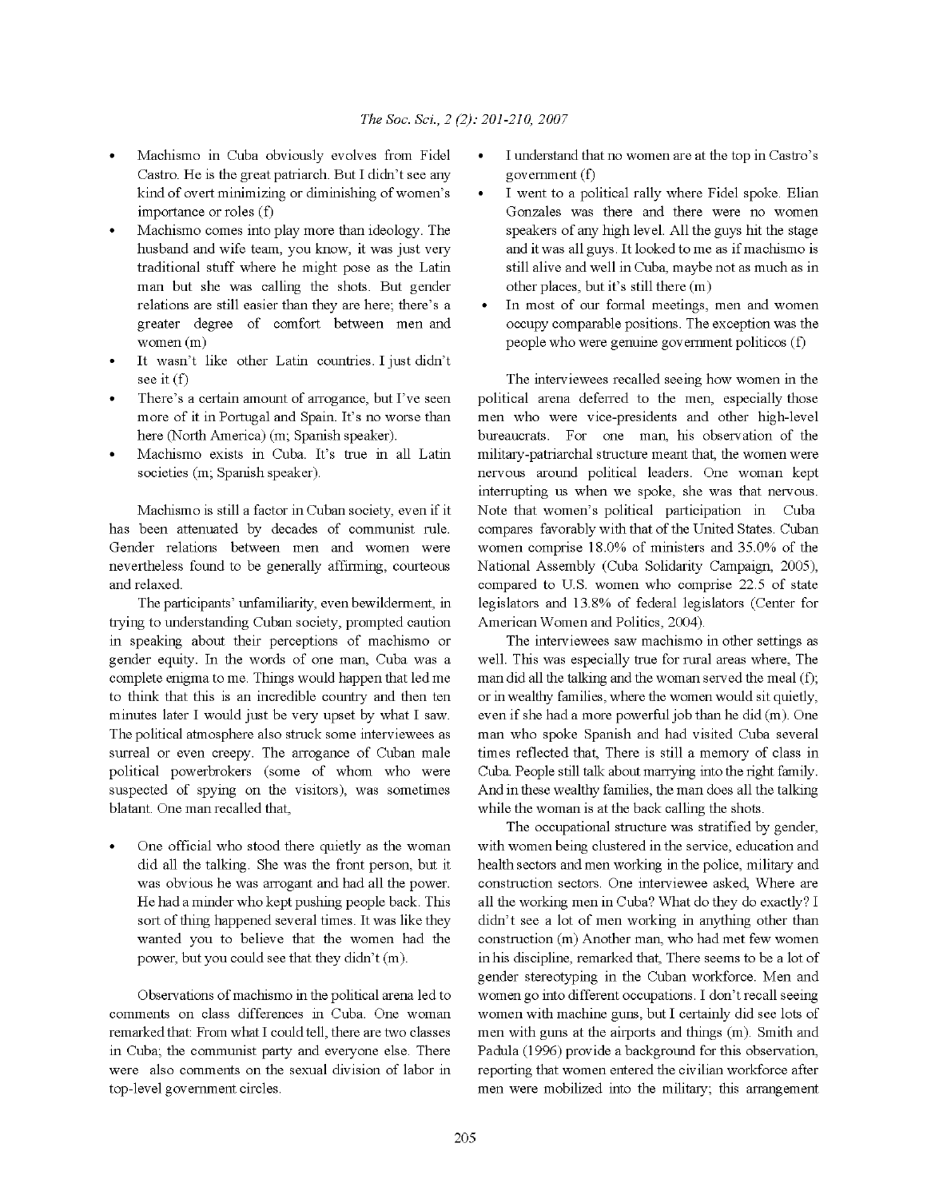- Machismo in Cuba obviously evolves from Fidel Castro. He is the great patriarch. But I didn't see any kind of overt minimizing or diminishing of women's importance or roles (f)
- Machismo comes into play more than ideology. The husband and wife team, you know, it was just very traditional stuff where he might pose as the Latin man but she was calling the shots. But gender relations are still easier than they are here; there's a greater degree of comfort between men and women (m)
- It wasn't like other Latin countries. I just didn't see it (f)
- There's a certain amount of arrogance, but I've seen more of it in Portugal and Spain. It's no worse than here (North America) (m; Spanish speaker).
- Machismo exists in Cuba. It's true in all Latin societies (m; Spanish speaker).

Machismo is still a factor in Cuban society, even if it has been attenuated by decades of communist rule. Gender relations between men and women were nevertheless found to be generally affirming, courteous and relaxed.

The participants' unfamiliarity, even bewilderment, in trying to understanding Cuban society, prompted caution in speaking about their perceptions of machismo or gender equity. In the words of one man, Cuba was a complete enigma to me. Things would happen that led me to think that this is an incredible country and then ten minutes later I would just be very upset by what I saw. The political atmosphere also struck some interviewees as surreal or even creepy. The arrogance of Cuban male political powerbrokers (some of whom who were suspected of spying on the visitors), was sometimes blatant. One man recalled that,

- One official who stood there quietly as the woman did all the talking. She was the front person, but it was obvious he was arrogant and had all the power. He had a minder who kept pushing people back. This sort of thing happened several times. It was like they wanted you to believe that the women had the power, but you could see that they didn't (m).

Observations of machismo in the political arena led to comments on class differences in Cuba. One woman remarked that: From what I could tell, there are two classes in Cuba; the communist party and everyone else. There were also comments on the sexual division of labor in top-level government circles.

- I understand that no women are at the top in Castro's government (f)
- I went to a political rally where Fidel spoke. Elian Gonzales was there and there were no women speakers of any high level. All the guys hit the stage and it was all guys. It looked to me as if machismo is still alive and well in Cuba, maybe not as much as in other places, but it's still there (m)
- In most of our formal meetings, men and women occupy comparable positions. The exception was the people who were genuine government politicos (f)

The interviewees recalled seeing how women in the political arena deferred to the men, especially those men who were vice-presidents and other high-level bureaucrats. For one man, his observation of the military-patriarchal structure meant that, the women were nervous around political leaders. One woman kept interrupting us when we spoke, she was that nervous. Note that women's political participation in Cuba compares favorably with that of the United States. Cuban women comprise 18.0% of ministers and 35.0% of the National Assembly (Cuba Solidarity Campaign, 2005), compared to U.S. women who comprise 22.5 of state legislators and 13.8% of federal legislators (Center for American Women and Politics, 2004).

The interviewees saw machismo in other settings as well. This was especially true for rural areas where, The man did all the talking and the woman served the meal (f); or in wealthy families, where the women would sit quietly, even if she had a more powerful job than he did (m). One man who spoke Spanish and had visited Cuba several times reflected that, There is still a memory of class in Cuba. People still talk about marrying into the right family. And in these wealthy families, the man does all the talking while the woman is at the back calling the shots.

The occupational structure was stratified by gender, with women being clustered in the service, education and health sectors and men working in the police, military and construction sectors. One interviewee asked, Where are all the working men in Cuba? What do they do exactly? I didn't see a lot of men working in anything other than construction (m) Another man, who had met few women in his discipline, remarked that, There seems to be a lot of gender stereotyping in the Cuban workforce. Men and women go into different occupations. I don't recall seeing women with machine guns, but I certainly did see lots of men with guns at the airports and things (m). Smith and Padula (1996) provide a background for this observation, reporting that women entered the civilian workforce after men were mobilized into the military; this arrangement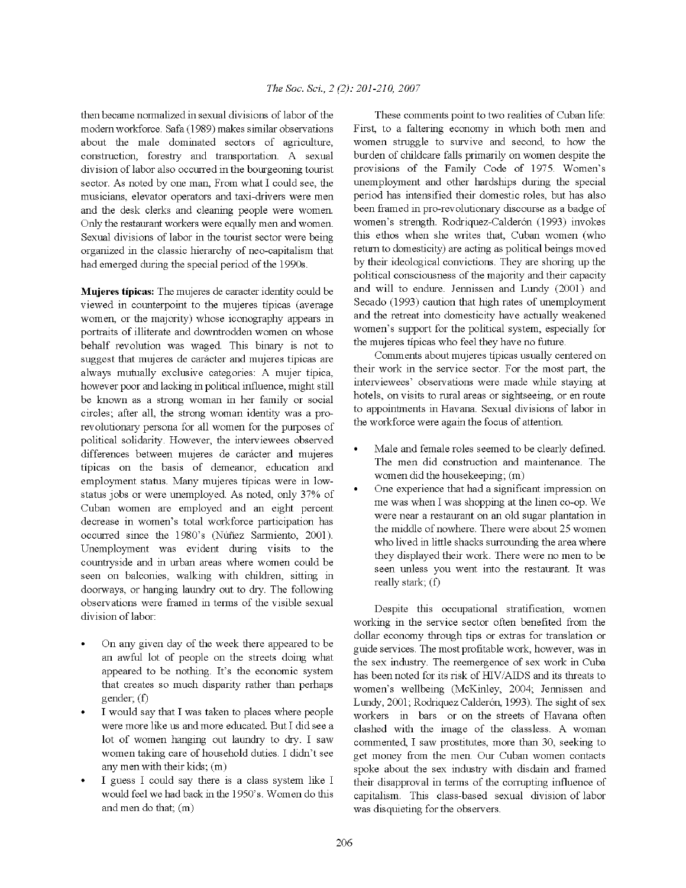then became normalized in sexual divisions of labor of the modern workforce. Safa (1989) makes similar observations about the male dominated sectors of agriculture, construction, forestry and transportation. A sexual division of labor also occurred in the bourgeoning tourist sector. As noted by one man, From what I could see, the musicians, elevator operators and taxi-drivers were men and the desk clerks and cleaning people were women. Only the restaurant workers were equally men and women. Sexual divisions of labor in the tourist sector were being organized in the classic hierarchy of neo-capitalism that had emerged during the special period of the 1990s.

**Mujeres típicas:** The mujeres de caracter identity could be viewed in counterpoint to the mujeres típicas (average women, or the majority) whose iconography appears in portraits of illiterate and downtrodden women on whose behalf revolution was waged. This binary is not to suggest that mujeres de carácter and mujeres típicas are always mutually exclusive categories: A mujer típica, however poor and lacking in political influence, might still be known as a strong woman in her family or social circles; after all, the strong woman identity was a pro-revolutionary persona for all women for the purposes of political solidarity. However, the interviewees observed differences between mujeres de carácter and mujeres típicas on the basis of demeanor, education and employment status. Many mujeres típicas were in low-status jobs or were unemployed. As noted, only 37% of Cuban women are employed and an eight percent decrease in women's total workforce participation has occurred since the 1980's (Núñez Sarmiento, 2001). Unemployment was evident during visits to the countryside and in urban areas where women could be seen on balconies, walking with children, sitting in doorways, or hanging laundry out to dry. The following observations were framed in terms of the visible sexual division of labor:

- On any given day of the week there appeared to be an awful lot of people on the streets doing what appeared to be nothing. It's the economic system that creates so much disparity rather than perhaps gender; (f)
- I would say that I was taken to places where people were more like us and more educated. But I did see a lot of women hanging out laundry to dry. I saw women taking care of household duties. I didn't see any men with their kids; (m)
- I guess I could say there is a class system like I would feel we had back in the 1950's. Women do this and men do that; (m)

These comments point to two realities of Cuban life: First, to a faltering economy in which both men and women struggle to survive and second, to how the burden of childcare falls primarily on women despite the provisions of the Family Code of 1975. Women's unemployment and other hardships during the special period has intensified their domestic roles, but has also been framed in pro-revolutionary discourse as a badge of women's strength. Rodriquez-Calderón (1993) invokes this ethos when she writes that, Cuban women (who return to domesticity) are acting as political beings moved by their ideological convictions. They are shoring up the political consciousness of the majority and their capacity and will to endure. Jennissen and Lundy (2001) and Secado (1993) caution that high rates of unemployment and the retreat into domesticity have actually weakened women's support for the political system, especially for the mujeres típicas who feel they have no future.

Comments about mujeres típicas usually centered on their work in the service sector. For the most part, the interviewees' observations were made while staying at hotels, on visits to rural areas or sightseeing, or en route to appointments in Havana. Sexual divisions of labor in the workforce were again the focus of attention.

- Male and female roles seemed to be clearly defined. The men did construction and maintenance. The women did the housekeeping; (m)
- One experience that had a significant impression on me was when I was shopping at the linen co-op. We were near a restaurant on an old sugar plantation in the middle of nowhere. There were about 25 women who lived in little shacks surrounding the area where they displayed their work. There were no men to be seen unless you went into the restaurant. It was really stark; (f)

Despite this occupational stratification, women working in the service sector often benefited from the dollar economy through tips or extras for translation or guide services. The most profitable work, however, was in the sex industry. The reemergence of sex work in Cuba has been noted for its risk of HIV/AIDS and its threats to women's wellbeing (McKinley, 2004; Jennissen and Lundy, 2001; Rodriquez Calderón, 1993). The sight of sex workers in bars or on the streets of Havana often clashed with the image of the classless. A woman commented, I saw prostitutes, more than 30, seeking to get money from the men. Our Cuban women contacts spoke about the sex industry with disdain and framed their disapproval in terms of the corrupting influence of capitalism. This class-based sexual division of labor was disquieting for the observers.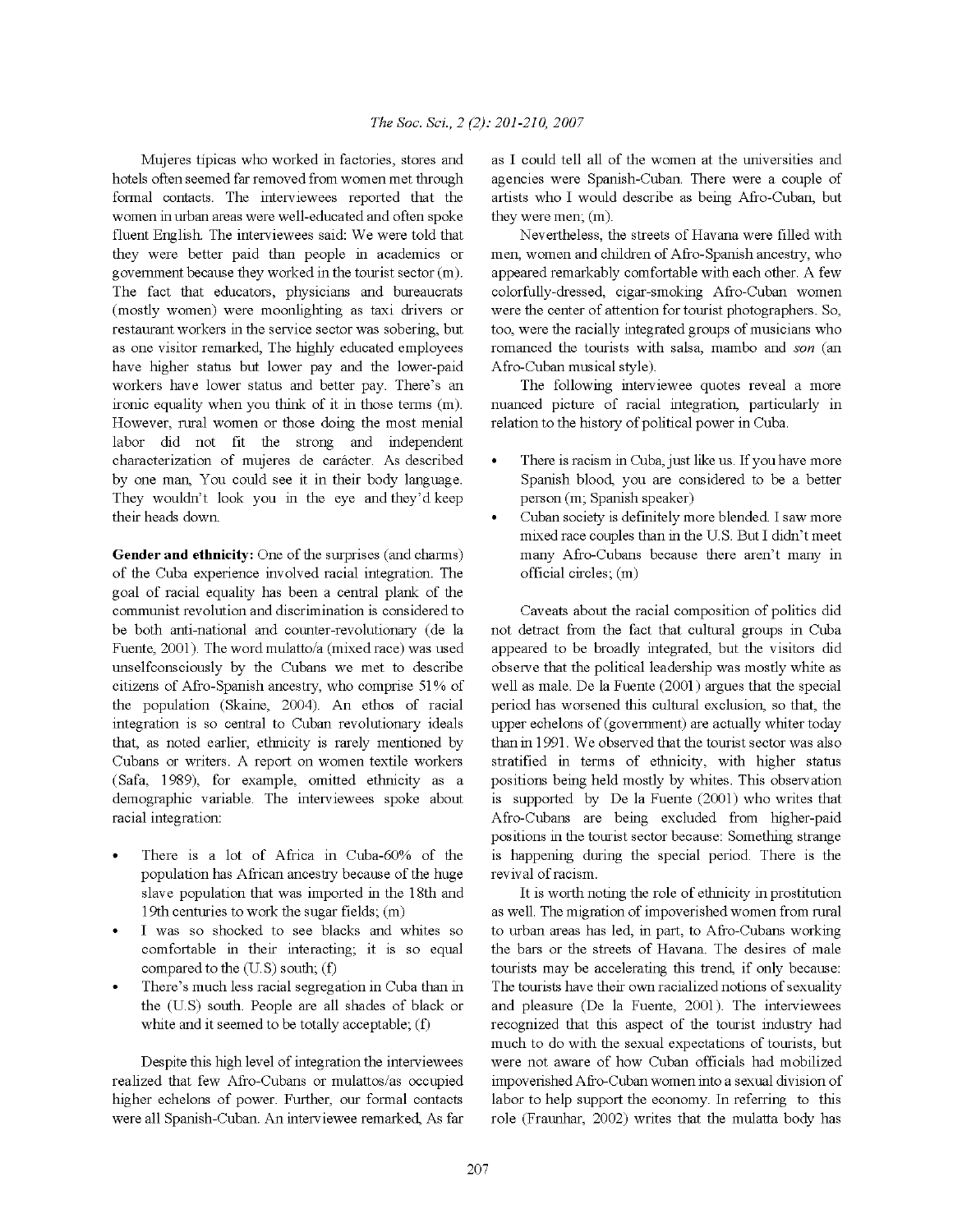Mujeres tipicas who worked in factories, stores and hotels often seemed far removed from women met through formal contacts. The interviewees reported that the women in urban areas were well-educated and often spoke fluent English. The interviewees said: We were told that they were better paid than people in academics or government because they worked in the tourist sector (m). The fact that educators, physicians and bureaucrats (mostly women) were moonlighting as taxi drivers or restaurant workers in the service sector was sobering, but as one visitor remarked, The highly educated employees have higher status but lower pay and the lower-paid workers have lower status and better pay. There's an ironic equality when you think of it in those terms (m). However, rural women or those doing the most menial labor did not fit the strong and independent characterization of mujeres de carácter. As described by one man, You could see it in their body language. They wouldn't look you in the eye and they'd keep their heads down.

**Gender and ethnicity:** One of the surprises (and charms) of the Cuba experience involved racial integration. The goal of racial equality has been a central plank of the communist revolution and discrimination is considered to be both anti-national and counter-revolutionary (de la Fuente, 2001). The word mulatto/a (mixed race) was used unselfconsciously by the Cubans we met to describe citizens of Afro-Spanish ancestry, who comprise 51% of the population (Skaine, 2004). An ethos of racial integration is so central to Cuban revolutionary ideals that, as noted earlier, ethnicity is rarely mentioned by Cubans or writers. A report on women textile workers (Safa, 1989), for example, omitted ethnicity as a demographic variable. The interviewees spoke about racial integration:

- There is a lot of Africa in Cuba-60% of the population has African ancestry because of the huge slave population that was imported in the 18th and 19th centuries to work the sugar fields; (m)
- I was so shocked to see blacks and whites so comfortable in their interacting; it is so equal compared to the (U.S) south; (f)
- There's much less racial segregation in Cuba than in the (U.S) south. People are all shades of black or white and it seemed to be totally acceptable; (f)

Despite this high level of integration the interviewees realized that few Afro-Cubans or mulattos/as occupied higher echelons of power. Further, our formal contacts were all Spanish-Cuban. An interviewee remarked, As far as I could tell all of the women at the universities and agencies were Spanish-Cuban. There were a couple of artists who I would describe as being Afro-Cuban, but they were men; (m).

Nevertheless, the streets of Havana were filled with men, women and children of Afro-Spanish ancestry, who appeared remarkably comfortable with each other. A few colorfully-dressed, cigar-smoking Afro-Cuban women were the center of attention for tourist photographers. So, too, were the racially integrated groups of musicians who romanced the tourists with salsa, mambo and *son* (an Afro-Cuban musical style).

The following interviewee quotes reveal a more nuanced picture of racial integration, particularly in relation to the history of political power in Cuba.

- There is racism in Cuba, just like us. If you have more Spanish blood, you are considered to be a better person (m; Spanish speaker)
- Cuban society is definitely more blended. I saw more mixed race couples than in the U.S. But I didn't meet many Afro-Cubans because there aren't many in official circles; (m)

Caveats about the racial composition of politics did not detract from the fact that cultural groups in Cuba appeared to be broadly integrated, but the visitors did observe that the political leadership was mostly white as well as male. De la Fuente (2001) argues that the special period has worsened this cultural exclusion, so that, the upper echelons of (government) are actually whiter today than in 1991. We observed that the tourist sector was also stratified in terms of ethnicity, with higher status positions being held mostly by whites. This observation is supported by De la Fuente (2001) who writes that Afro-Cubans are being excluded from higher-paid positions in the tourist sector because: Something strange is happening during the special period. There is the revival of racism.

It is worth noting the role of ethnicity in prostitution as well. The migration of impoverished women from rural to urban areas has led, in part, to Afro-Cubans working the bars or the streets of Havana. The desires of male tourists may be accelerating this trend, if only because: The tourists have their own racialized notions of sexuality and pleasure (De la Fuente, 2001). The interviewees recognized that this aspect of the tourist industry had much to do with the sexual expectations of tourists, but were not aware of how Cuban officials had mobilized impoverished Afro-Cuban women into a sexual division of labor to help support the economy. In referring to this role (Fraunhar, 2002) writes that the mulatta body has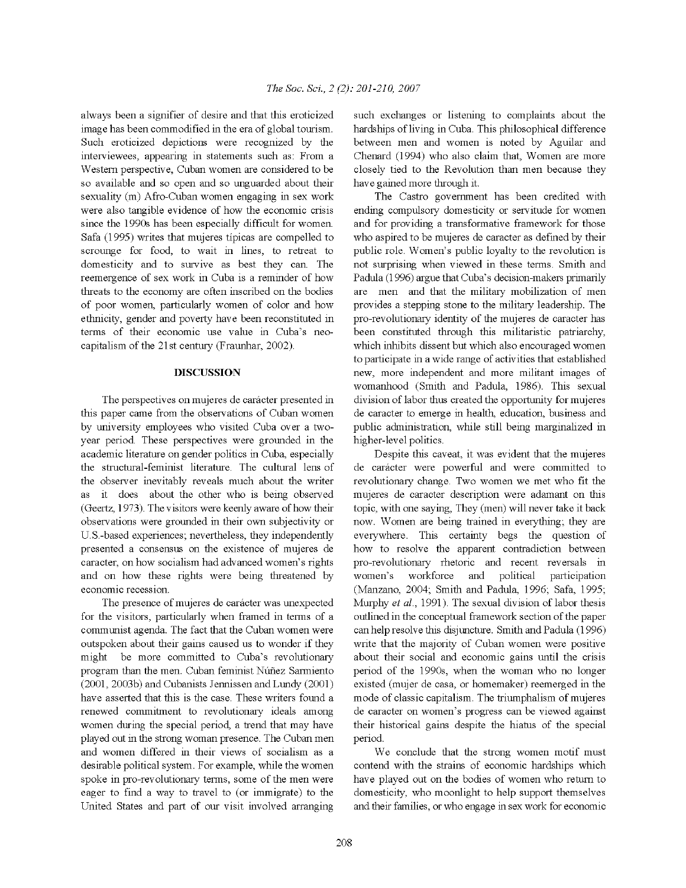always been a signifier of desire and that this eroticized image has been commodified in the era of global tourism. Such eroticized depictions were recognized by the interviewees, appearing in statements such as: From a Western perspective, Cuban women are considered to be so available and so open and so unguarded about their sexuality (m) Afro-Cuban women engaging in sex work were also tangible evidence of how the economic crisis since the 1990s has been especially difficult for women. Safa (1995) writes that mujeres típicas are compelled to scrounge for food, to wait in lines, to retreat to domesticity and to survive as best they can. The reemergence of sex work in Cuba is a reminder of how threats to the economy are often inscribed on the bodies of poor women, particularly women of color and how ethnicity, gender and poverty have been reconstituted in terms of their economic use value in Cuba's neo-capitalism of the 21st century (Fraunhar, 2002).

## DISCUSSION

The perspectives on mujeres de carácter presented in this paper came from the observations of Cuban women by university employees who visited Cuba over a two-year period. These perspectives were grounded in the academic literature on gender politics in Cuba, especially the structural-feminist literature. The cultural lens of the observer inevitably reveals much about the writer as it does about the other who is being observed (Geertz, 1973). The visitors were keenly aware of how their observations were grounded in their own subjectivity or U.S.-based experiences; nevertheless, they independently presented a consensus on the existence of mujeres de caracter, on how socialism had advanced women's rights and on how these rights were being threatened by economic recession.

The presence of mujeres de carácter was unexpected for the visitors, particularly when framed in terms of a communist agenda. The fact that the Cuban women were outspoken about their gains caused us to wonder if they might be more committed to Cuba's revolutionary program than the men. Cuban feminist Núñez Sarmiento (2001, 2003b) and Cubanists Jennissen and Lundy (2001) have asserted that this is the case. These writers found a renewed commitment to revolutionary ideals among women during the special period, a trend that may have played out in the strong woman presence. The Cuban men and women differed in their views of socialism as a desirable political system. For example, while the women spoke in pro-revolutionary terms, some of the men were eager to find a way to travel to (or immigrate) to the United States and part of our visit involved arranging such exchanges or listening to complaints about the hardships of living in Cuba. This philosophical difference between men and women is noted by Aguilar and Chenard (1994) who also claim that, Women are more closely tied to the Revolution than men because they have gained more through it.

The Castro government has been credited with ending compulsory domesticity or servitude for women and for providing a transformative framework for those who aspired to be mujeres de caracter as defined by their public role. Women's public loyalty to the revolution is not surprising when viewed in these terms. Smith and Padula (1996) argue that Cuba's decision-makers primarily are men and that the military mobilization of men provides a stepping stone to the military leadership. The pro-revolutionary identity of the mujeres de caracter has been constituted through this militaristic patriarchy, which inhibits dissent but which also encouraged women to participate in a wide range of activities that established new, more independent and more militant images of womanhood (Smith and Padula, 1986). This sexual division of labor thus created the opportunity for mujeres de caracter to emerge in health, education, business and public administration, while still being marginalized in higher-level politics.

Despite this caveat, it was evident that the mujeres de carácter were powerful and were committed to revolutionary change. Two women we met who fit the mujeres de caracter description were adamant on this topic, with one saying, They (men) will never take it back now. Women are being trained in everything; they are everywhere. This certainty begs the question of how to resolve the apparent contradiction between pro-revolutionary rhetoric and recent reversals in women's workforce and political participation (Manzano, 2004; Smith and Padula, 1996; Safa, 1995; Murphy *et al.*, 1991). The sexual division of labor thesis outlined in the conceptual framework section of the paper can help resolve this disjuncture. Smith and Padula (1996) write that the majority of Cuban women were positive about their social and economic gains until the crisis period of the 1990s, when the woman who no longer existed (mujer de casa, or homemaker) reemerged in the mode of classic capitalism. The triumphalism of mujeres de caracter on women's progress can be viewed against their historical gains despite the hiatus of the special period.

We conclude that the strong women motif must contend with the strains of economic hardships which have played out on the bodies of women who return to domesticity, who moonlight to help support themselves and their families, or who engage in sex work for economic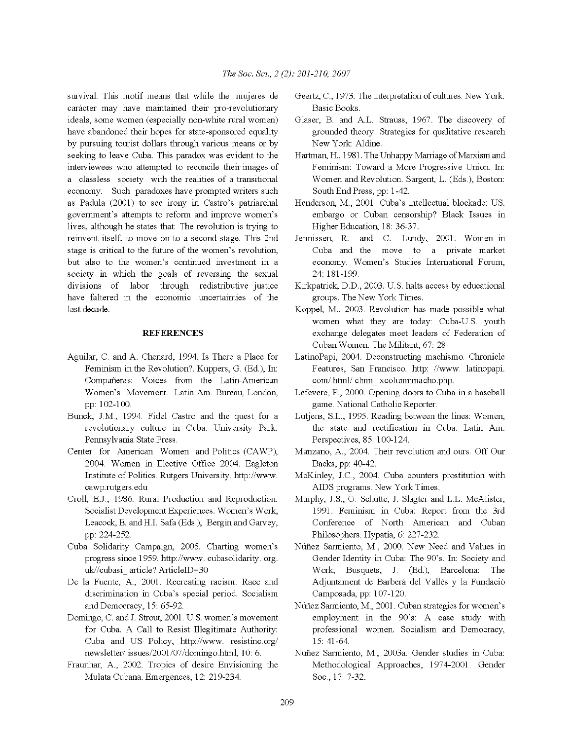survival. This motif means that while the mujeres de carácter may have maintained their pro-revolutionary ideals, some women (especially non-white rural women) have abandoned their hopes for state-sponsored equality by pursuing tourist dollars through various means or by seeking to leave Cuba. This paradox was evident to the interviewees who attempted to reconcile their images of a classless society with the realities of a transitional economy. Such paradoxes have prompted writers such as Padula (2001) to see irony in Castro's patriarchal government's attempts to reform and improve women's lives, although he states that: The revolution is trying to reinvent itself, to move on to a second stage. This 2nd stage is critical to the future of the women's revolution, but also to the women's continued investment in a society in which the goals of reversing the sexual divisions of labor through redistributive justice have faltered in the economic uncertainties of the last decade.

## REFERENCES

Aguilar, C. and A. Chenard, 1994. Is There a Place for Feminism in the Revolution?. Kuppers, G. (Ed.), In: Compañeras: Voices from the Latin-American Women's Movement. Latin Am. Bureau, London, pp: 102-100.

Bunck, J.M., 1994. Fidel Castro and the quest for a revolutionary culture in Cuba. University Park: Pennsylvania State Press.

Center for American Women and Politics (CAWP), 2004. Women in Elective Office 2004. Eagleton Institute of Politics. Rutgers University. http://www. cawp.rutgers.edu

Croll, E.J., 1986. Rural Production and Reproduction: Socialist Development Experiences. Women's Work, Leacock, E. and H.I. Safa (Eds.), Bergin and Garvey, pp: 224-252.

Cuba Solidarity Campaign, 2005. Charting women's progress since 1959. http://www. cubasolidarity. org. uk//cubasi_ article? ArticleID=30

De la Fuente, A., 2001. Recreating racism: Race and discrimination in Cuba's special period. Socialism and Democracy, 15: 65-92.

Domingo, C. and J. Strout, 2001. U.S. women's movement for Cuba. A Call to Resist Illegitimate Authority: Cuba and US Policy, http://www. resistinc.org/ newsletter/ issues/2001/07/domingo.html, 10: 6.

Fraunhar, A., 2002. Tropics of desire Envisioning the Mulata Cubana. Emergences, 12: 219-234.

Geertz, C., 1973. The interpretation of cultures. New York: Basic Books.

Glaser, B. and A.L. Strauss, 1967. The discovery of grounded theory: Strategies for qualitative research New York: Aldine.

Hartman, H., 1981. The Unhappy Marriage of Marxism and Feminism: Toward a More Progressive Union. In: Women and Revolution. Sargent, L. (Eds.), Boston: South End Press, pp: 1-42.

Henderson, M., 2001. Cuba's intellectual blockade: US. embargo or Cuban censorship? Black Issues in Higher Education, 18: 36-37.

Jennissen, R. and C. Lundy, 2001. Women in Cuba and the move to a private market economy. Women's Studies International Forum, 24: 181-199.

Kirkpatrick, D.D., 2003. U.S. halts access by educational groups. The New York Times.

Koppel, M., 2003. Revolution has made possible what women what they are today: Cuba-U.S. youth exchange delegates meet leaders of Federation of Cuban Women. The Militant, 67: 28.

LatinoPapi, 2004. Deconstructing machismo. Chronicle Features, San Francisco. http: //www. latinopapi. com/ html/ clmn_ xcolumnmacho.php.

Lefevere, P., 2000. Opening doors to Cuba in a baseball game. National Catholic Reporter.

Lutjens, S.L., 1995. Reading between the lines: Women, the state and rectification in Cuba. Latin Am. Perspectives, 85: 100-124.

Manzano, A., 2004. Their revolution and ours. Off Our Backs, pp: 40-42.

McKinley, J.C., 2004. Cuba counters prostitution with AIDS programs. New York Times.

Murphy, J.S., O. Schutte, J. Slagter and L.L. McAlister, 1991. Feminism in Cuba: Report from the 3rd Conference of North American and Cuban Philosophers. Hypatia, 6: 227-232.

Núñez Sarmiento, M., 2000. New Need and Values in Gender Identity in Cuba: The 90's. In: Society and Work, Busquets, J. (Ed.), Barcelona: The Adjuntament de Barberá del Vallés y la Fundació Camposada, pp: 107-120.

Núñez Sarmiento, M., 2001. Cuban strategies for women's employment in the 90's: A case study with professional women. Socialism and Democracy, 15: 41-64.

Núñez Sarmiento, M., 2003a. Gender studies in Cuba: Methodological Approaches, 1974-2001. Gender Soc., 17: 7-32.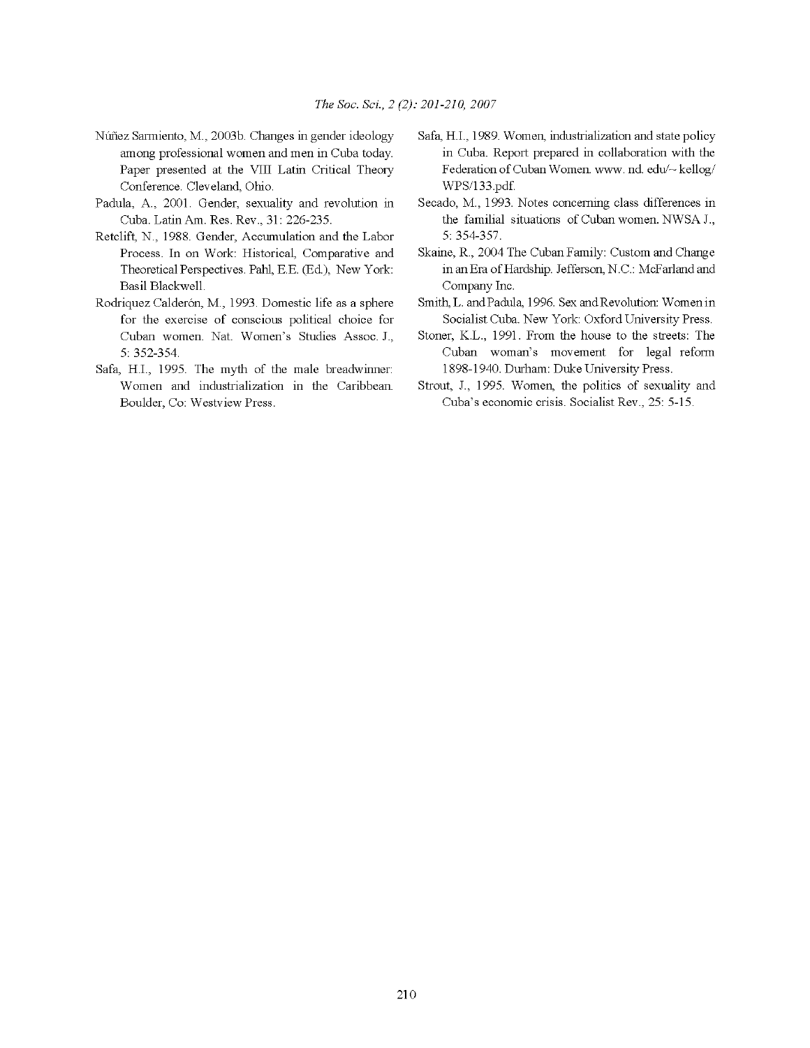Núñez Sarmiento, M., 2003b. Changes in gender ideology among professional women and men in Cuba today. Paper presented at the VIII Latin Critical Theory Conference. Cleveland, Ohio.

Padula, A., 2001. Gender, sexuality and revolution in Cuba. Latin Am. Res. Rev., 31: 226-235.

Retclift, N., 1988. Gender, Accumulation and the Labor Process. In on Work: Historical, Comparative and Theoretical Perspectives. Pahl, E.E. (Ed.), New York: Basil Blackwell.

Rodriquez Calderón, M., 1993. Domestic life as a sphere for the exercise of conscious political choice for Cuban women. Nat. Women's Studies Assoc. J., 5: 352-354.

Safa, H.I., 1995. The myth of the male breadwinner: Women and industrialization in the Caribbean. Boulder, Co: Westview Press.

Safa, H.I., 1989. Women, industrialization and state policy in Cuba. Report prepared in collaboration with the Federation of Cuban Women. www. nd. edu/~ kellog/ WPS/133.pdf.

Secado, M., 1993. Notes concerning class differences in the familial situations of Cuban women. NWSA J., 5: 354-357.

Skaine, R., 2004 The Cuban Family: Custom and Change in an Era of Hardship. Jefferson, N.C.: McFarland and Company Inc.

Smith, L. and Padula, 1996. Sex and Revolution: Women in Socialist Cuba. New York: Oxford University Press.

Stoner, K.L., 1991. From the house to the streets: The Cuban woman's movement for legal reform 1898-1940. Durham: Duke University Press.

Strout, J., 1995. Women, the politics of sexuality and Cuba's economic crisis. Socialist Rev., 25: 5-15.